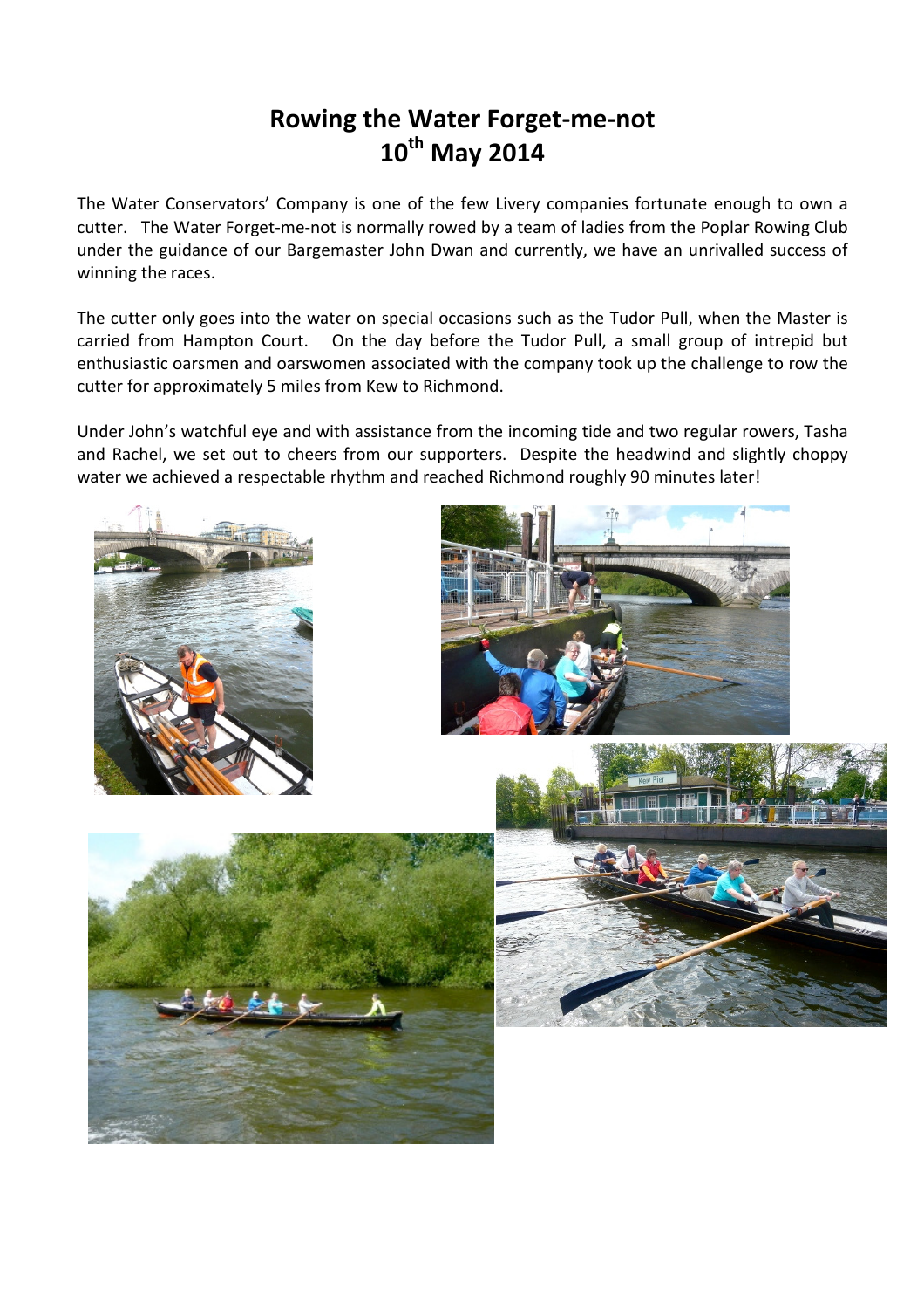# Rowing the Water Forget-me-not
# 10th May 2014

The Water Conservators' Company is one of the few Livery companies fortunate enough to own a cutter. The Water Forget-me-not is normally rowed by a team of ladies from the Poplar Rowing Club under the guidance of our Bargemaster John Dwan and currently, we have an unrivalled success of winning the races.

The cutter only goes into the water on special occasions such as the Tudor Pull, when the Master is carried from Hampton Court. On the day before the Tudor Pull, a small group of intrepid but enthusiastic oarsmen and oarswomen associated with the company took up the challenge to row the cutter for approximately 5 miles from Kew to Richmond.

Under John's watchful eye and with assistance from the incoming tide and two regular rowers, Tasha and Rachel, we set out to cheers from our supporters. Despite the headwind and slightly choppy water we achieved a respectable rhythm and reached Richmond roughly 90 minutes later!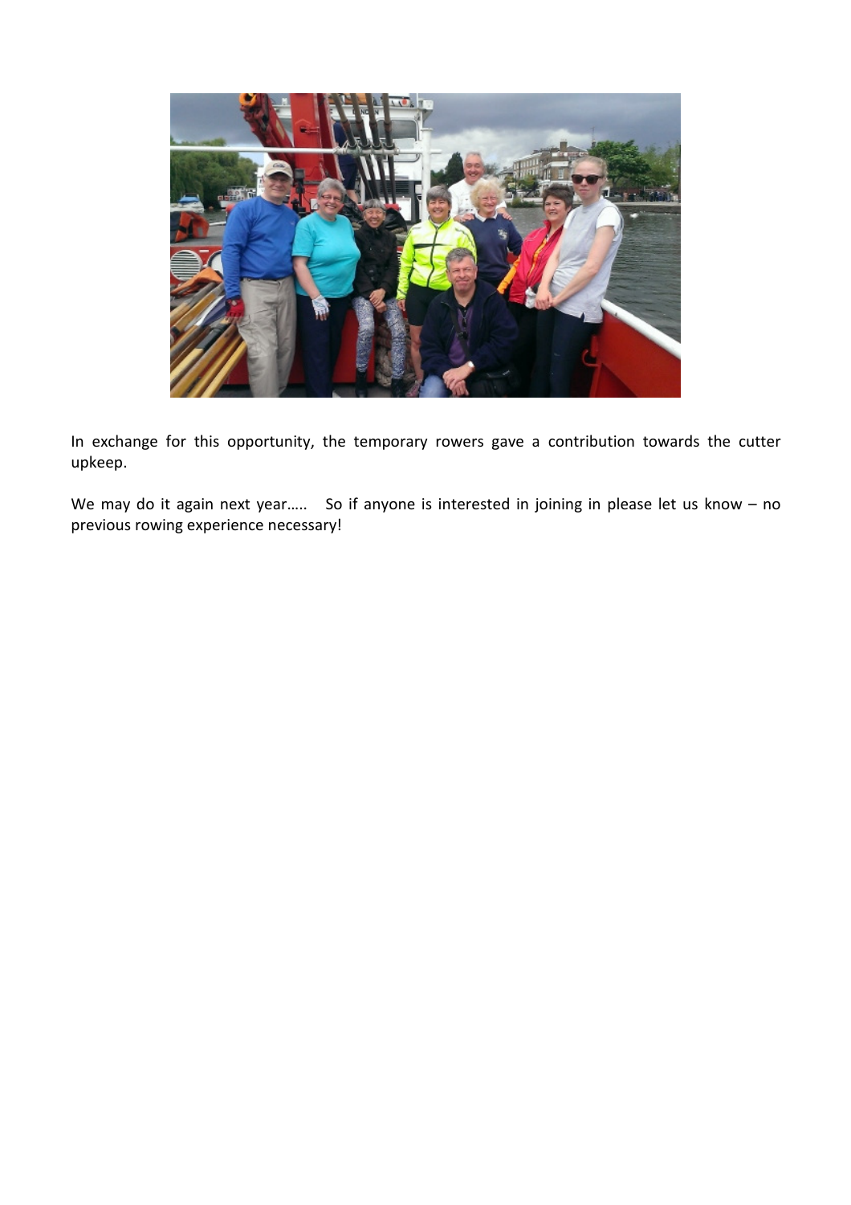In exchange for this opportunity, the temporary rowers gave a contribution towards the cutter upkeep.

We may do it again next year….. So if anyone is interested in joining in please let us know – no previous rowing experience necessary!